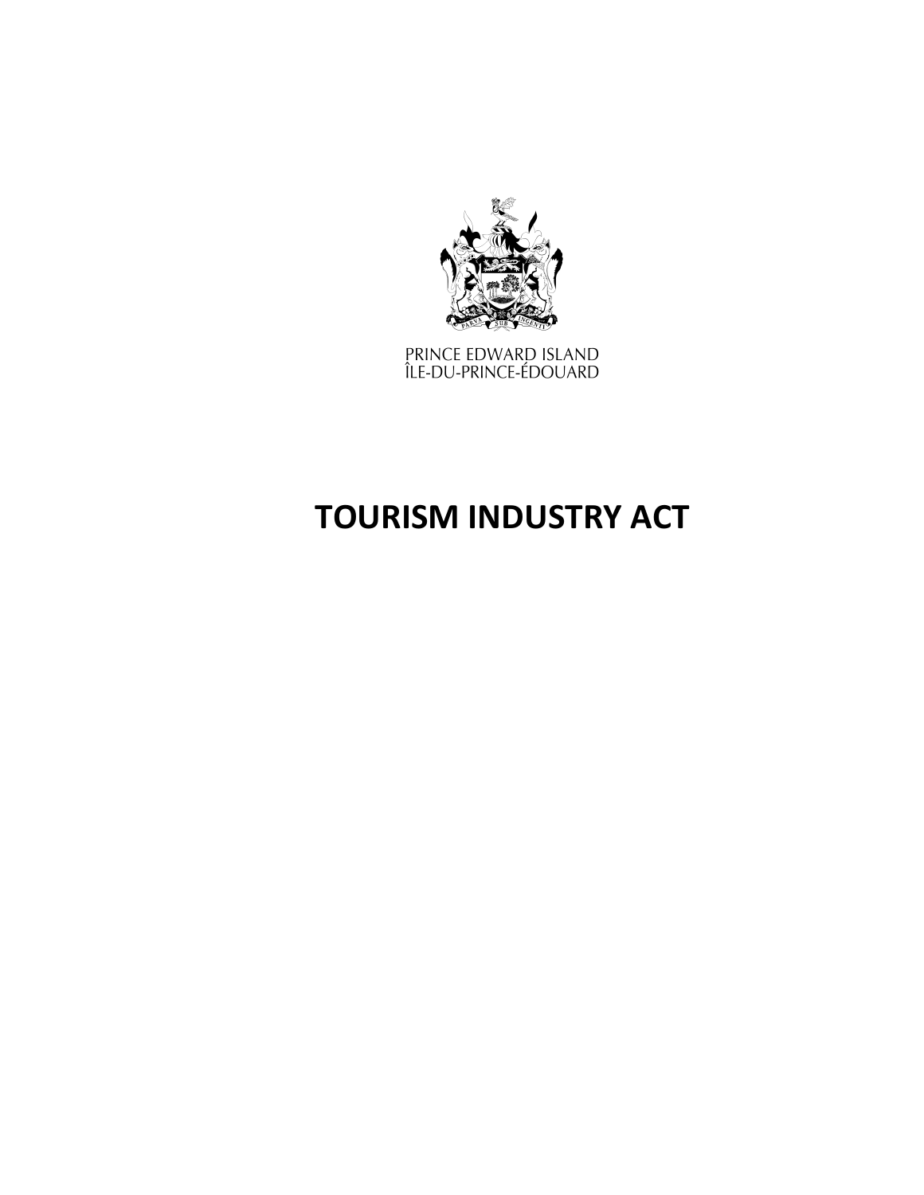PRINCE EDWARD ISLAND
ÎLE-DU-PRINCE-ÉDOUARD

# TOURISM INDUSTRY ACT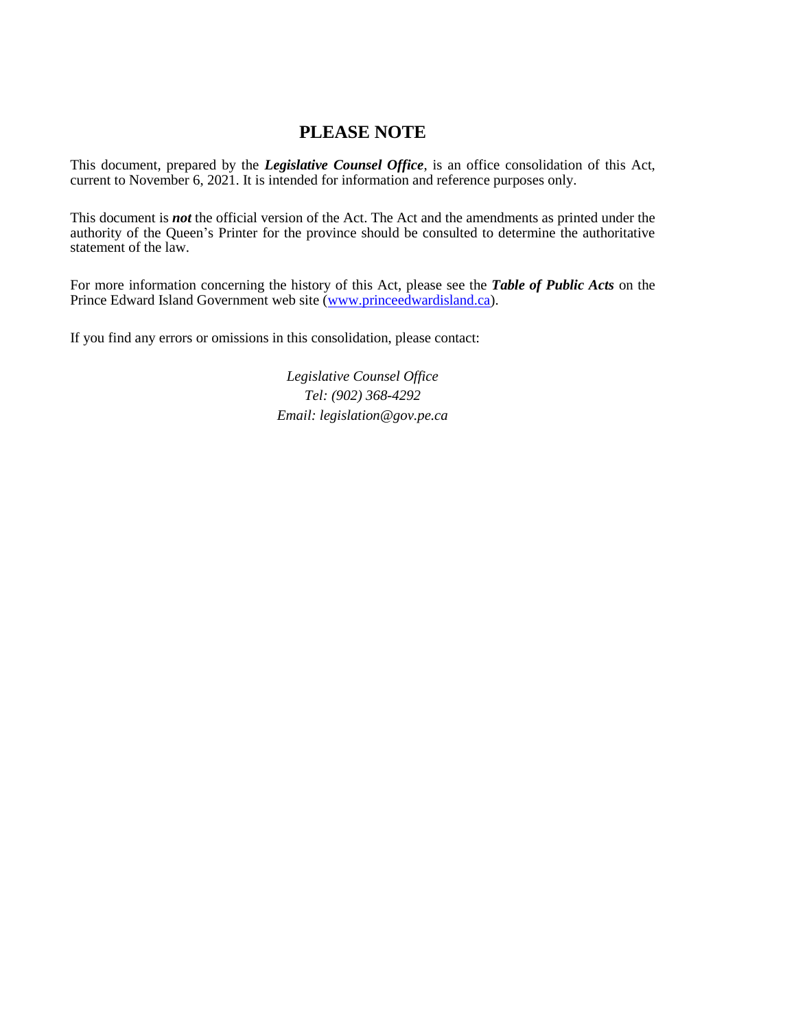# PLEASE NOTE

This document, prepared by the ***Legislative Counsel Office***, is an office consolidation of this Act, current to November 6, 2021. It is intended for information and reference purposes only.

This document is ***not*** the official version of the Act. The Act and the amendments as printed under the authority of the Queen's Printer for the province should be consulted to determine the authoritative statement of the law.

For more information concerning the history of this Act, please see the ***Table of Public Acts*** on the Prince Edward Island Government web site (www.princeedwardisland.ca).

If you find any errors or omissions in this consolidation, please contact:

*Legislative Counsel Office*
*Tel: (902) 368-4292*
*Email: legislation@gov.pe.ca*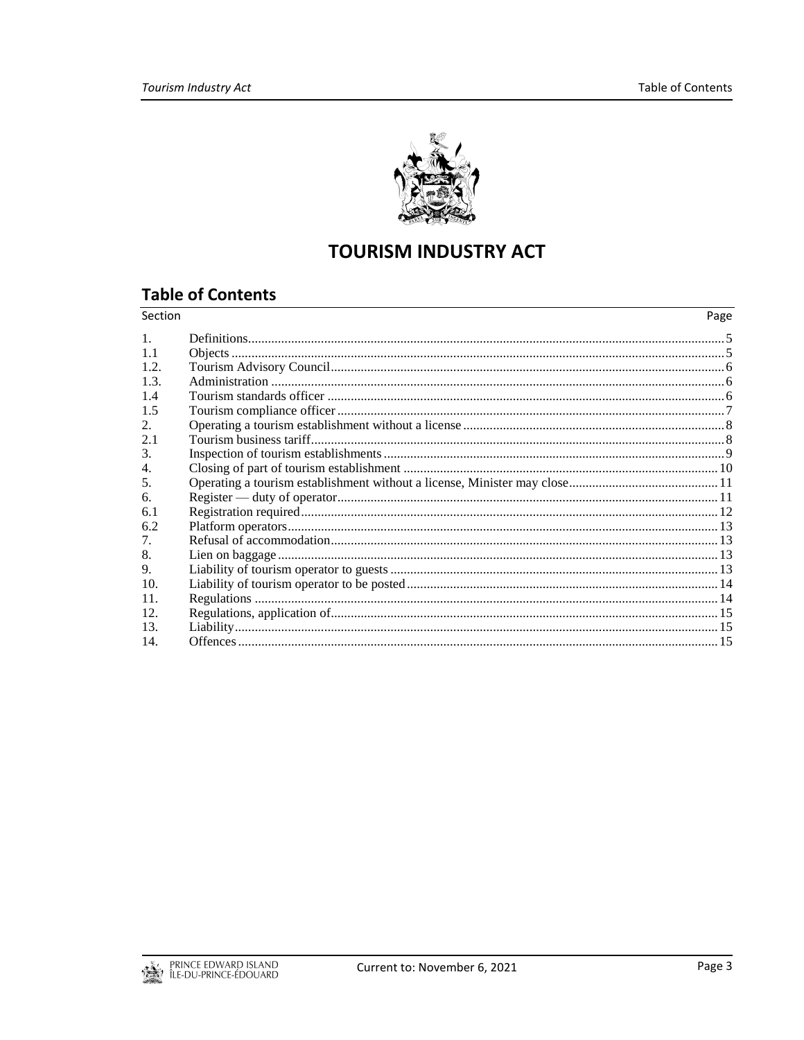# TOURISM INDUSTRY ACT

## Table of Contents

| Section | | Page |
|---|---|---|
| 1. | Definitions | 5 |
| 1.1 | Objects | 5 |
| 1.2. | Tourism Advisory Council | 6 |
| 1.3. | Administration | 6 |
| 1.4 | Tourism standards officer | 6 |
| 1.5 | Tourism compliance officer | 7 |
| 2. | Operating a tourism establishment without a license | 8 |
| 2.1 | Tourism business tariff | 8 |
| 3. | Inspection of tourism establishments | 9 |
| 4. | Closing of part of tourism establishment | 10 |
| 5. | Operating a tourism establishment without a license, Minister may close | 11 |
| 6. | Register — duty of operator | 11 |
| 6.1 | Registration required | 12 |
| 6.2 | Platform operators | 13 |
| 7. | Refusal of accommodation | 13 |
| 8. | Lien on baggage | 13 |
| 9. | Liability of tourism operator to guests | 13 |
| 10. | Liability of tourism operator to be posted | 14 |
| 11. | Regulations | 14 |
| 12. | Regulations, application of | 15 |
| 13. | Liability | 15 |
| 14. | Offences | 15 |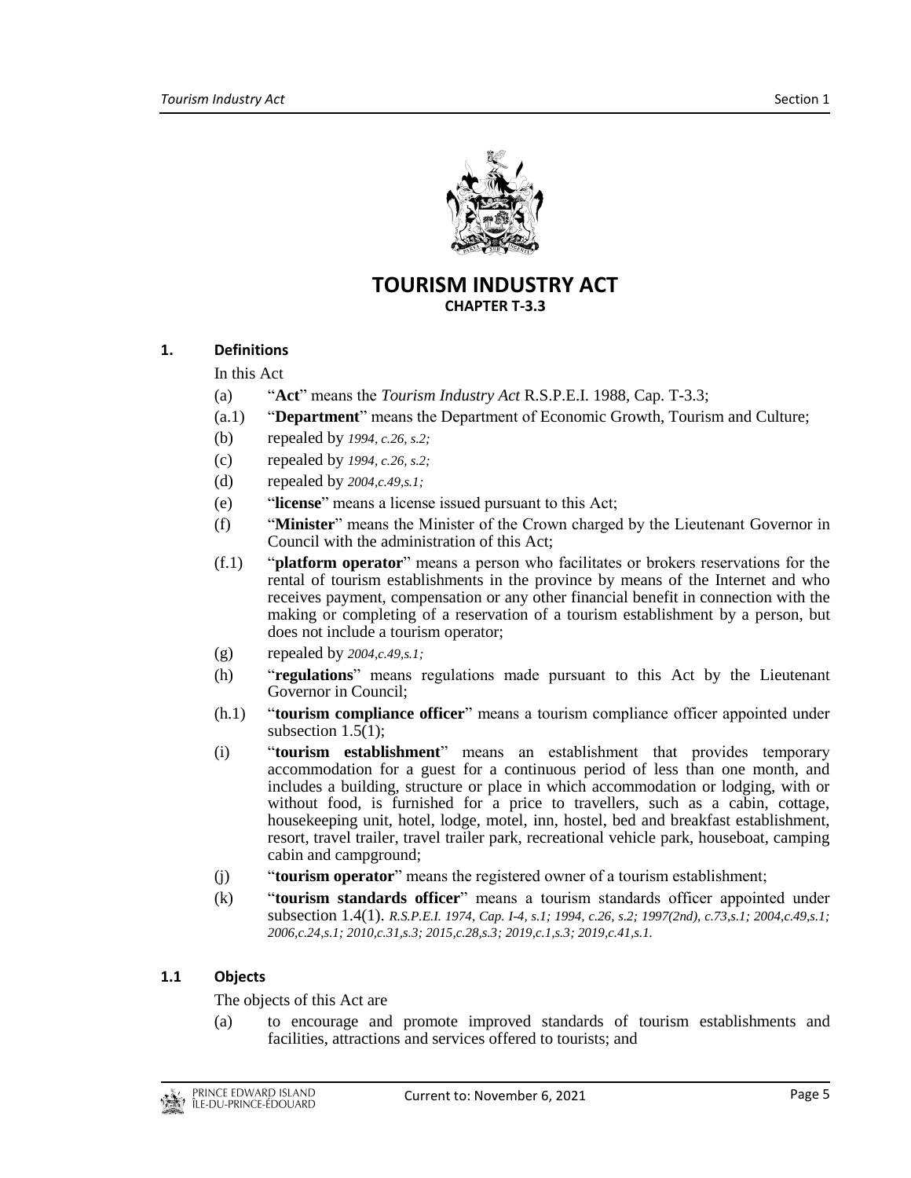# TOURISM INDUSTRY ACT

## CHAPTER T-3.3

### 1. Definitions

In this Act

(a) "**Act**" means the *Tourism Industry Act* R.S.P.E.I. 1988, Cap. T-3.3;

(a.1) "**Department**" means the Department of Economic Growth, Tourism and Culture;

(b) repealed by *1994, c.26, s.2;*

(c) repealed by *1994, c.26, s.2;*

(d) repealed by *2004,c.49,s.1;*

(e) "**license**" means a license issued pursuant to this Act;

(f) "**Minister**" means the Minister of the Crown charged by the Lieutenant Governor in Council with the administration of this Act;

(f.1) "**platform operator**" means a person who facilitates or brokers reservations for the rental of tourism establishments in the province by means of the Internet and who receives payment, compensation or any other financial benefit in connection with the making or completing of a reservation of a tourism establishment by a person, but does not include a tourism operator;

(g) repealed by *2004,c.49,s.1;*

(h) "**regulations**" means regulations made pursuant to this Act by the Lieutenant Governor in Council;

(h.1) "**tourism compliance officer**" means a tourism compliance officer appointed under subsection 1.5(1);

(i) "**tourism establishment**" means an establishment that provides temporary accommodation for a guest for a continuous period of less than one month, and includes a building, structure or place in which accommodation or lodging, with or without food, is furnished for a price to travellers, such as a cabin, cottage, housekeeping unit, hotel, lodge, motel, inn, hostel, bed and breakfast establishment, resort, travel trailer, travel trailer park, recreational vehicle park, houseboat, camping cabin and campground;

(j) "**tourism operator**" means the registered owner of a tourism establishment;

(k) "**tourism standards officer**" means a tourism standards officer appointed under subsection 1.4(1). *R.S.P.E.I. 1974, Cap. I-4, s.1; 1994, c.26, s.2; 1997(2nd), c.73,s.1; 2004,c.49,s.1; 2006,c.24,s.1; 2010,c.31,s.3; 2015,c.28,s.3; 2019,c.1,s.3; 2019,c.41,s.1.*

### 1.1 Objects

The objects of this Act are

(a) to encourage and promote improved standards of tourism establishments and facilities, attractions and services offered to tourists; and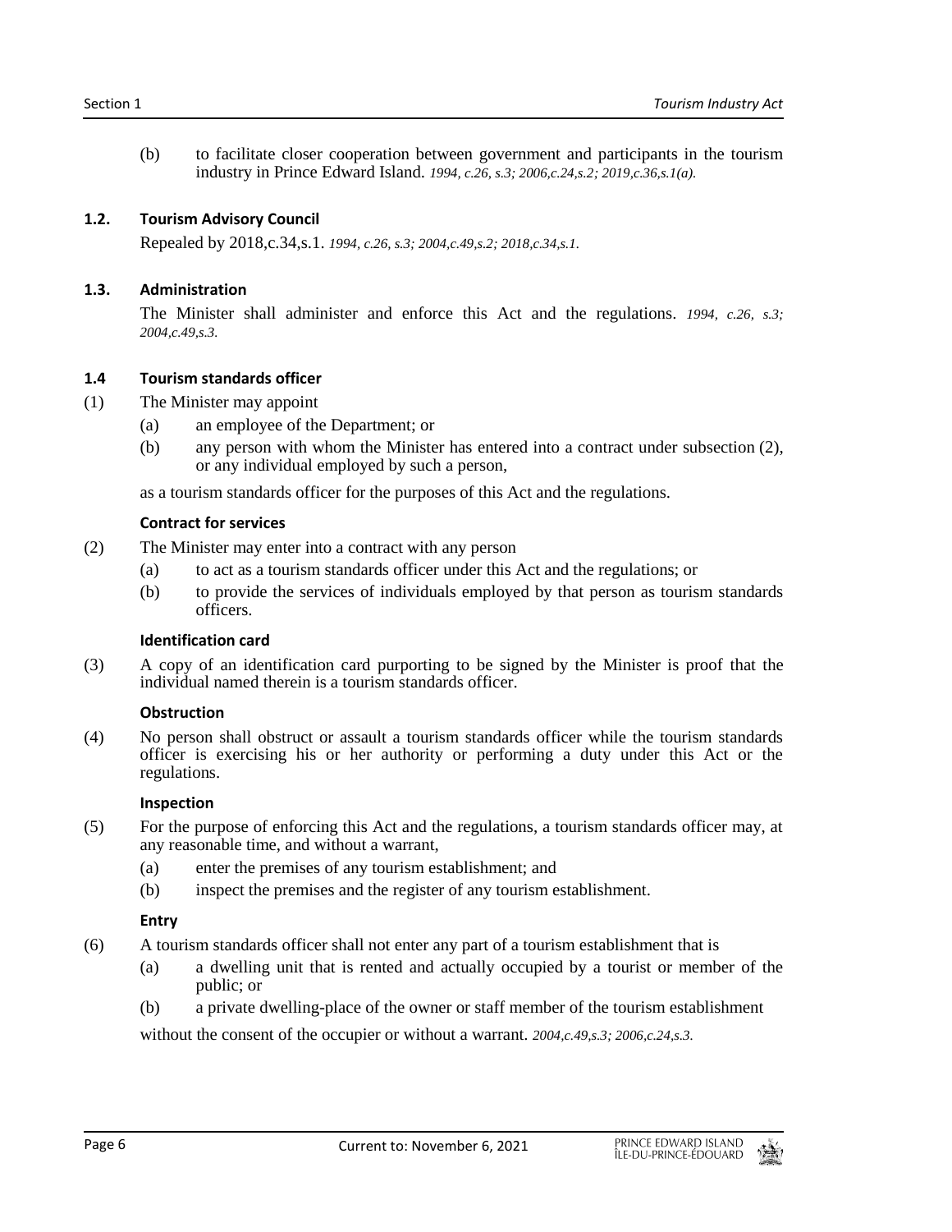(b) to facilitate closer cooperation between government and participants in the tourism industry in Prince Edward Island. *1994, c.26, s.3; 2006,c.24,s.2; 2019,c.36,s.1(a).*

### 1.2. Tourism Advisory Council

Repealed by 2018,c.34,s.1. *1994, c.26, s.3; 2004,c.49,s.2; 2018,c.34,s.1.*

### 1.3. Administration

The Minister shall administer and enforce this Act and the regulations. *1994, c.26, s.3; 2004,c.49,s.3.*

### 1.4 Tourism standards officer

(1) The Minister may appoint

- (a) an employee of the Department; or
- (b) any person with whom the Minister has entered into a contract under subsection (2), or any individual employed by such a person,

as a tourism standards officer for the purposes of this Act and the regulations.

**Contract for services**

(2) The Minister may enter into a contract with any person

- (a) to act as a tourism standards officer under this Act and the regulations; or
- (b) to provide the services of individuals employed by that person as tourism standards officers.

**Identification card**

(3) A copy of an identification card purporting to be signed by the Minister is proof that the individual named therein is a tourism standards officer.

**Obstruction**

(4) No person shall obstruct or assault a tourism standards officer while the tourism standards officer is exercising his or her authority or performing a duty under this Act or the regulations.

**Inspection**

(5) For the purpose of enforcing this Act and the regulations, a tourism standards officer may, at any reasonable time, and without a warrant,

- (a) enter the premises of any tourism establishment; and
- (b) inspect the premises and the register of any tourism establishment.

**Entry**

(6) A tourism standards officer shall not enter any part of a tourism establishment that is

- (a) a dwelling unit that is rented and actually occupied by a tourist or member of the public; or
- (b) a private dwelling-place of the owner or staff member of the tourism establishment

without the consent of the occupier or without a warrant. *2004,c.49,s.3; 2006,c.24,s.3.*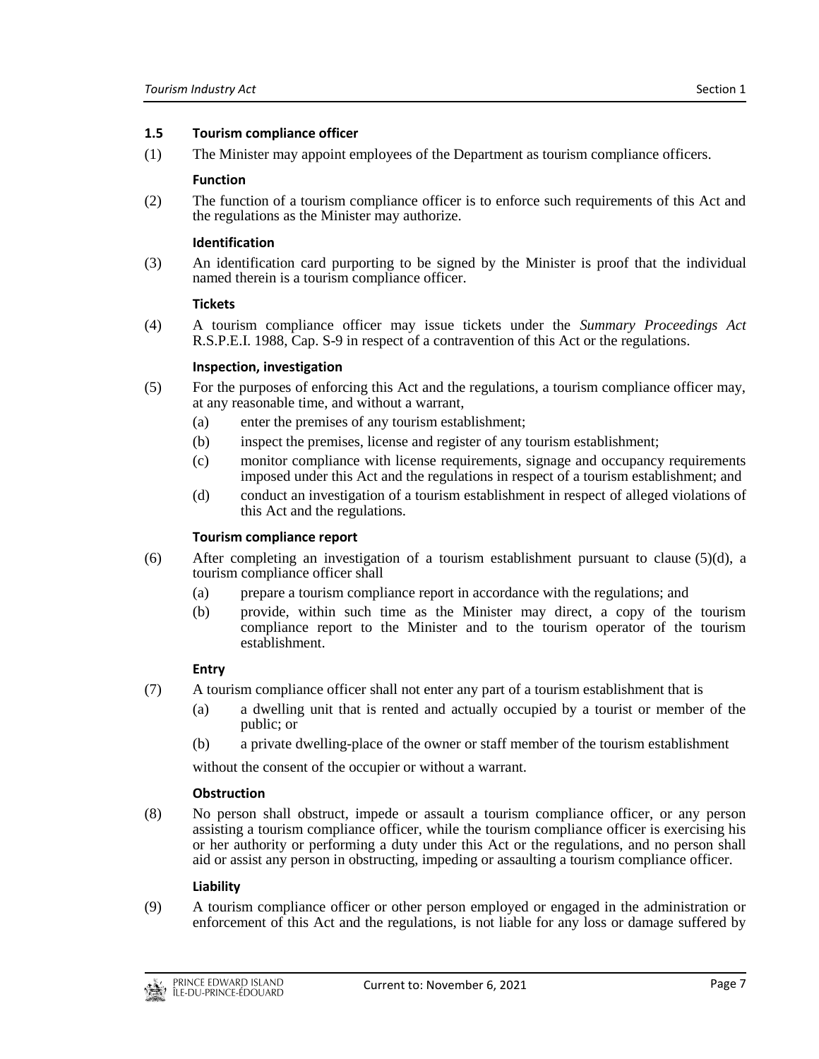### 1.5 Tourism compliance officer

(1) The Minister may appoint employees of the Department as tourism compliance officers.

**Function**

(2) The function of a tourism compliance officer is to enforce such requirements of this Act and the regulations as the Minister may authorize.

**Identification**

(3) An identification card purporting to be signed by the Minister is proof that the individual named therein is a tourism compliance officer.

**Tickets**

(4) A tourism compliance officer may issue tickets under the *Summary Proceedings Act* R.S.P.E.I. 1988, Cap. S-9 in respect of a contravention of this Act or the regulations.

**Inspection, investigation**

(5) For the purposes of enforcing this Act and the regulations, a tourism compliance officer may, at any reasonable time, and without a warrant,

- (a) enter the premises of any tourism establishment;
- (b) inspect the premises, license and register of any tourism establishment;
- (c) monitor compliance with license requirements, signage and occupancy requirements imposed under this Act and the regulations in respect of a tourism establishment; and
- (d) conduct an investigation of a tourism establishment in respect of alleged violations of this Act and the regulations.

**Tourism compliance report**

(6) After completing an investigation of a tourism establishment pursuant to clause (5)(d), a tourism compliance officer shall

- (a) prepare a tourism compliance report in accordance with the regulations; and
- (b) provide, within such time as the Minister may direct, a copy of the tourism compliance report to the Minister and to the tourism operator of the tourism establishment.

**Entry**

(7) A tourism compliance officer shall not enter any part of a tourism establishment that is

- (a) a dwelling unit that is rented and actually occupied by a tourist or member of the public; or
- (b) a private dwelling-place of the owner or staff member of the tourism establishment

without the consent of the occupier or without a warrant.

**Obstruction**

(8) No person shall obstruct, impede or assault a tourism compliance officer, or any person assisting a tourism compliance officer, while the tourism compliance officer is exercising his or her authority or performing a duty under this Act or the regulations, and no person shall aid or assist any person in obstructing, impeding or assaulting a tourism compliance officer.

**Liability**

(9) A tourism compliance officer or other person employed or engaged in the administration or enforcement of this Act and the regulations, is not liable for any loss or damage suffered by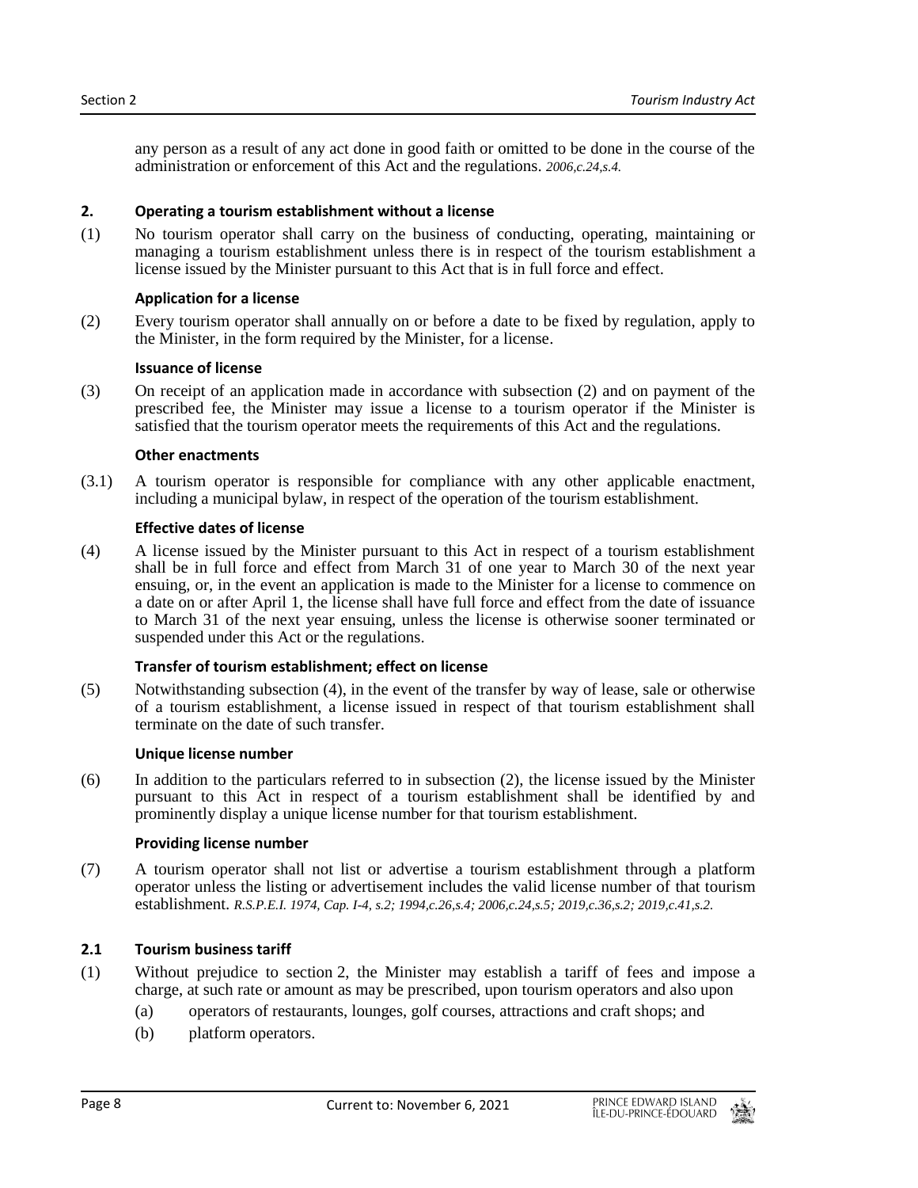any person as a result of any act done in good faith or omitted to be done in the course of the administration or enforcement of this Act and the regulations. *2006,c.24,s.4.*

### 2. Operating a tourism establishment without a license

(1) No tourism operator shall carry on the business of conducting, operating, maintaining or managing a tourism establishment unless there is in respect of the tourism establishment a license issued by the Minister pursuant to this Act that is in full force and effect.

**Application for a license**

(2) Every tourism operator shall annually on or before a date to be fixed by regulation, apply to the Minister, in the form required by the Minister, for a license.

**Issuance of license**

(3) On receipt of an application made in accordance with subsection (2) and on payment of the prescribed fee, the Minister may issue a license to a tourism operator if the Minister is satisfied that the tourism operator meets the requirements of this Act and the regulations.

**Other enactments**

(3.1) A tourism operator is responsible for compliance with any other applicable enactment, including a municipal bylaw, in respect of the operation of the tourism establishment.

**Effective dates of license**

(4) A license issued by the Minister pursuant to this Act in respect of a tourism establishment shall be in full force and effect from March 31 of one year to March 30 of the next year ensuing, or, in the event an application is made to the Minister for a license to commence on a date on or after April 1, the license shall have full force and effect from the date of issuance to March 31 of the next year ensuing, unless the license is otherwise sooner terminated or suspended under this Act or the regulations.

**Transfer of tourism establishment; effect on license**

(5) Notwithstanding subsection (4), in the event of the transfer by way of lease, sale or otherwise of a tourism establishment, a license issued in respect of that tourism establishment shall terminate on the date of such transfer.

**Unique license number**

(6) In addition to the particulars referred to in subsection (2), the license issued by the Minister pursuant to this Act in respect of a tourism establishment shall be identified by and prominently display a unique license number for that tourism establishment.

**Providing license number**

(7) A tourism operator shall not list or advertise a tourism establishment through a platform operator unless the listing or advertisement includes the valid license number of that tourism establishment. *R.S.P.E.I. 1974, Cap. I-4, s.2; 1994,c.26,s.4; 2006,c.24,s.5; 2019,c.36,s.2; 2019,c.41,s.2.*

### 2.1 Tourism business tariff

(1) Without prejudice to section 2, the Minister may establish a tariff of fees and impose a charge, at such rate or amount as may be prescribed, upon tourism operators and also upon

(a) operators of restaurants, lounges, golf courses, attractions and craft shops; and

(b) platform operators.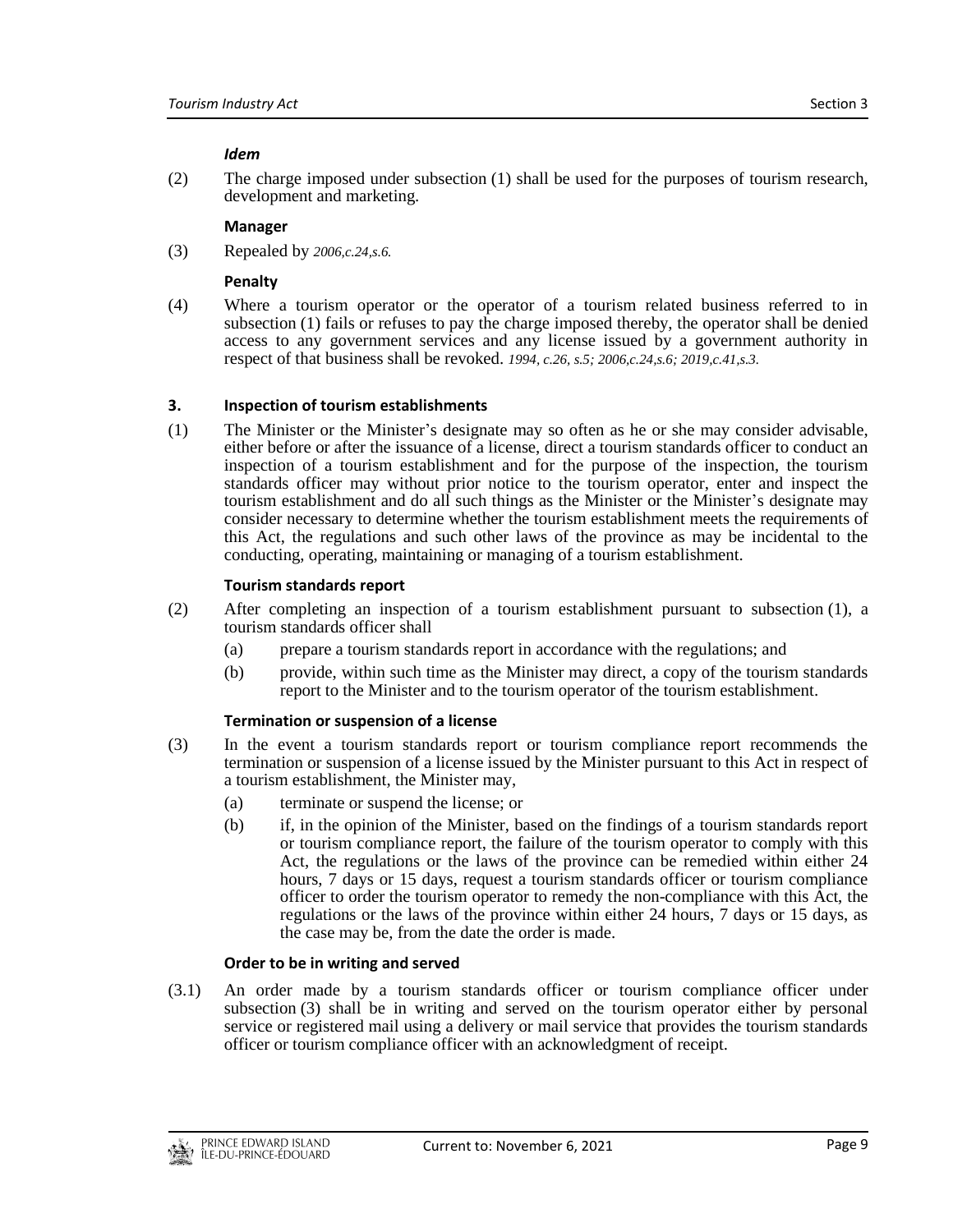***Idem***

(2) The charge imposed under subsection (1) shall be used for the purposes of tourism research, development and marketing.

**Manager**

(3) Repealed by *2006,c.24,s.6.*

**Penalty**

(4) Where a tourism operator or the operator of a tourism related business referred to in subsection (1) fails or refuses to pay the charge imposed thereby, the operator shall be denied access to any government services and any license issued by a government authority in respect of that business shall be revoked. *1994, c.26, s.5; 2006,c.24,s.6; 2019,c.41,s.3.*

### 3. Inspection of tourism establishments

(1) The Minister or the Minister's designate may so often as he or she may consider advisable, either before or after the issuance of a license, direct a tourism standards officer to conduct an inspection of a tourism establishment and for the purpose of the inspection, the tourism standards officer may without prior notice to the tourism operator, enter and inspect the tourism establishment and do all such things as the Minister or the Minister's designate may consider necessary to determine whether the tourism establishment meets the requirements of this Act, the regulations and such other laws of the province as may be incidental to the conducting, operating, maintaining or managing of a tourism establishment.

**Tourism standards report**

(2) After completing an inspection of a tourism establishment pursuant to subsection (1), a tourism standards officer shall

- (a) prepare a tourism standards report in accordance with the regulations; and
- (b) provide, within such time as the Minister may direct, a copy of the tourism standards report to the Minister and to the tourism operator of the tourism establishment.

**Termination or suspension of a license**

(3) In the event a tourism standards report or tourism compliance report recommends the termination or suspension of a license issued by the Minister pursuant to this Act in respect of a tourism establishment, the Minister may,

- (a) terminate or suspend the license; or
- (b) if, in the opinion of the Minister, based on the findings of a tourism standards report or tourism compliance report, the failure of the tourism operator to comply with this Act, the regulations or the laws of the province can be remedied within either 24 hours, 7 days or 15 days, request a tourism standards officer or tourism compliance officer to order the tourism operator to remedy the non-compliance with this Act, the regulations or the laws of the province within either 24 hours, 7 days or 15 days, as the case may be, from the date the order is made.

**Order to be in writing and served**

(3.1) An order made by a tourism standards officer or tourism compliance officer under subsection (3) shall be in writing and served on the tourism operator either by personal service or registered mail using a delivery or mail service that provides the tourism standards officer or tourism compliance officer with an acknowledgment of receipt.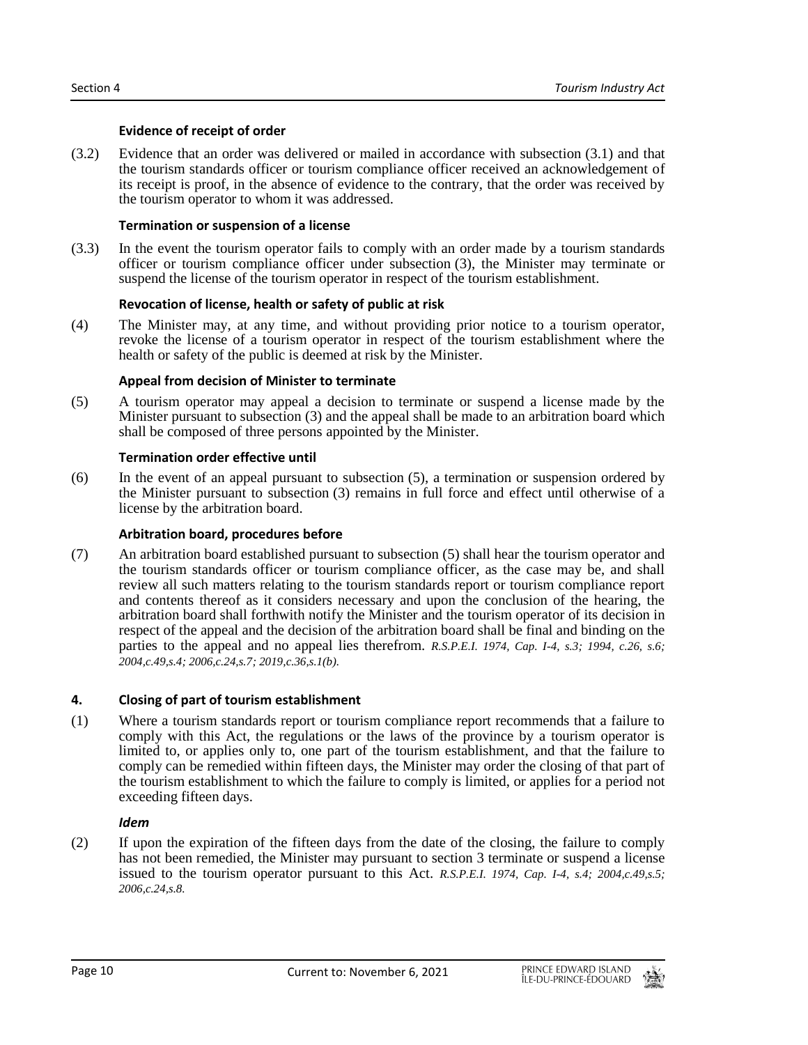#### Evidence of receipt of order

(3.2) Evidence that an order was delivered or mailed in accordance with subsection (3.1) and that the tourism standards officer or tourism compliance officer received an acknowledgement of its receipt is proof, in the absence of evidence to the contrary, that the order was received by the tourism operator to whom it was addressed.

#### Termination or suspension of a license

(3.3) In the event the tourism operator fails to comply with an order made by a tourism standards officer or tourism compliance officer under subsection (3), the Minister may terminate or suspend the license of the tourism operator in respect of the tourism establishment.

#### Revocation of license, health or safety of public at risk

(4) The Minister may, at any time, and without providing prior notice to a tourism operator, revoke the license of a tourism operator in respect of the tourism establishment where the health or safety of the public is deemed at risk by the Minister.

#### Appeal from decision of Minister to terminate

(5) A tourism operator may appeal a decision to terminate or suspend a license made by the Minister pursuant to subsection (3) and the appeal shall be made to an arbitration board which shall be composed of three persons appointed by the Minister.

#### Termination order effective until

(6) In the event of an appeal pursuant to subsection (5), a termination or suspension ordered by the Minister pursuant to subsection (3) remains in full force and effect until otherwise of a license by the arbitration board.

#### Arbitration board, procedures before

(7) An arbitration board established pursuant to subsection (5) shall hear the tourism operator and the tourism standards officer or tourism compliance officer, as the case may be, and shall review all such matters relating to the tourism standards report or tourism compliance report and contents thereof as it considers necessary and upon the conclusion of the hearing, the arbitration board shall forthwith notify the Minister and the tourism operator of its decision in respect of the appeal and the decision of the arbitration board shall be final and binding on the parties to the appeal and no appeal lies therefrom. *R.S.P.E.I. 1974, Cap. I-4, s.3; 1994, c.26, s.6; 2004,c.49,s.4; 2006,c.24,s.7; 2019,c.36,s.1(b).*

### 4. Closing of part of tourism establishment

(1) Where a tourism standards report or tourism compliance report recommends that a failure to comply with this Act, the regulations or the laws of the province by a tourism operator is limited to, or applies only to, one part of the tourism establishment, and that the failure to comply can be remedied within fifteen days, the Minister may order the closing of that part of the tourism establishment to which the failure to comply is limited, or applies for a period not exceeding fifteen days.

#### *Idem*

(2) If upon the expiration of the fifteen days from the date of the closing, the failure to comply has not been remedied, the Minister may pursuant to section 3 terminate or suspend a license issued to the tourism operator pursuant to this Act. *R.S.P.E.I. 1974, Cap. I-4, s.4; 2004,c.49,s.5; 2006,c.24,s.8.*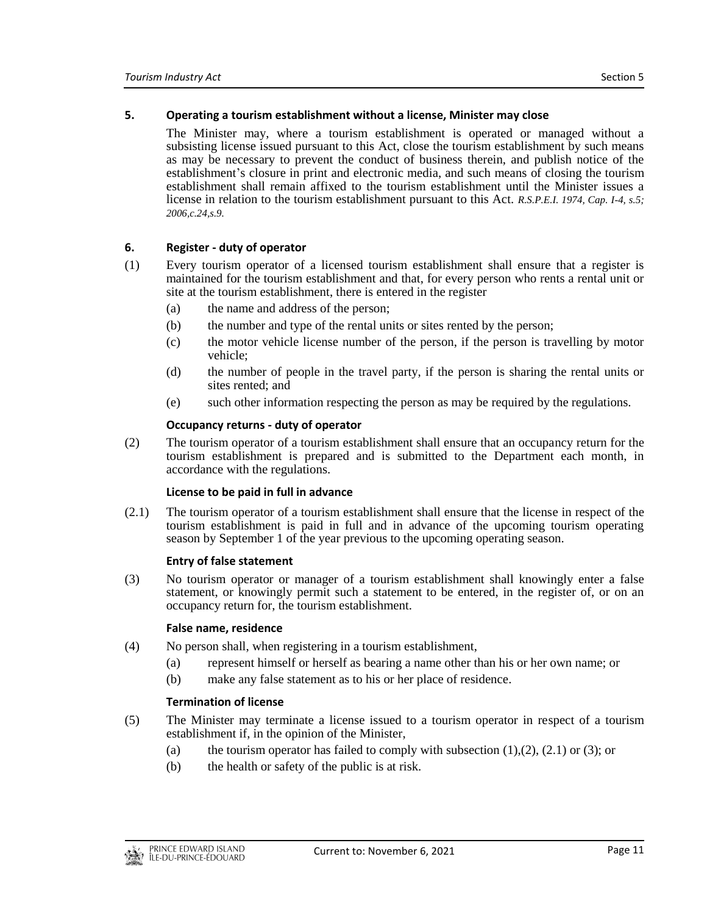## 5. Operating a tourism establishment without a license, Minister may close

The Minister may, where a tourism establishment is operated or managed without a subsisting license issued pursuant to this Act, close the tourism establishment by such means as may be necessary to prevent the conduct of business therein, and publish notice of the establishment's closure in print and electronic media, and such means of closing the tourism establishment shall remain affixed to the tourism establishment until the Minister issues a license in relation to the tourism establishment pursuant to this Act. *R.S.P.E.I. 1974, Cap. I-4, s.5; 2006,c.24,s.9.*

## 6. Register - duty of operator

(1) Every tourism operator of a licensed tourism establishment shall ensure that a register is maintained for the tourism establishment and that, for every person who rents a rental unit or site at the tourism establishment, there is entered in the register

- (a) the name and address of the person;
- (b) the number and type of the rental units or sites rented by the person;
- (c) the motor vehicle license number of the person, if the person is travelling by motor vehicle;
- (d) the number of people in the travel party, if the person is sharing the rental units or sites rented; and
- (e) such other information respecting the person as may be required by the regulations.

**Occupancy returns - duty of operator**

(2) The tourism operator of a tourism establishment shall ensure that an occupancy return for the tourism establishment is prepared and is submitted to the Department each month, in accordance with the regulations.

**License to be paid in full in advance**

(2.1) The tourism operator of a tourism establishment shall ensure that the license in respect of the tourism establishment is paid in full and in advance of the upcoming tourism operating season by September 1 of the year previous to the upcoming operating season.

**Entry of false statement**

(3) No tourism operator or manager of a tourism establishment shall knowingly enter a false statement, or knowingly permit such a statement to be entered, in the register of, or on an occupancy return for, the tourism establishment.

**False name, residence**

(4) No person shall, when registering in a tourism establishment,

- (a) represent himself or herself as bearing a name other than his or her own name; or
- (b) make any false statement as to his or her place of residence.

**Termination of license**

(5) The Minister may terminate a license issued to a tourism operator in respect of a tourism establishment if, in the opinion of the Minister,

- (a) the tourism operator has failed to comply with subsection (1),(2), (2.1) or (3); or
- (b) the health or safety of the public is at risk.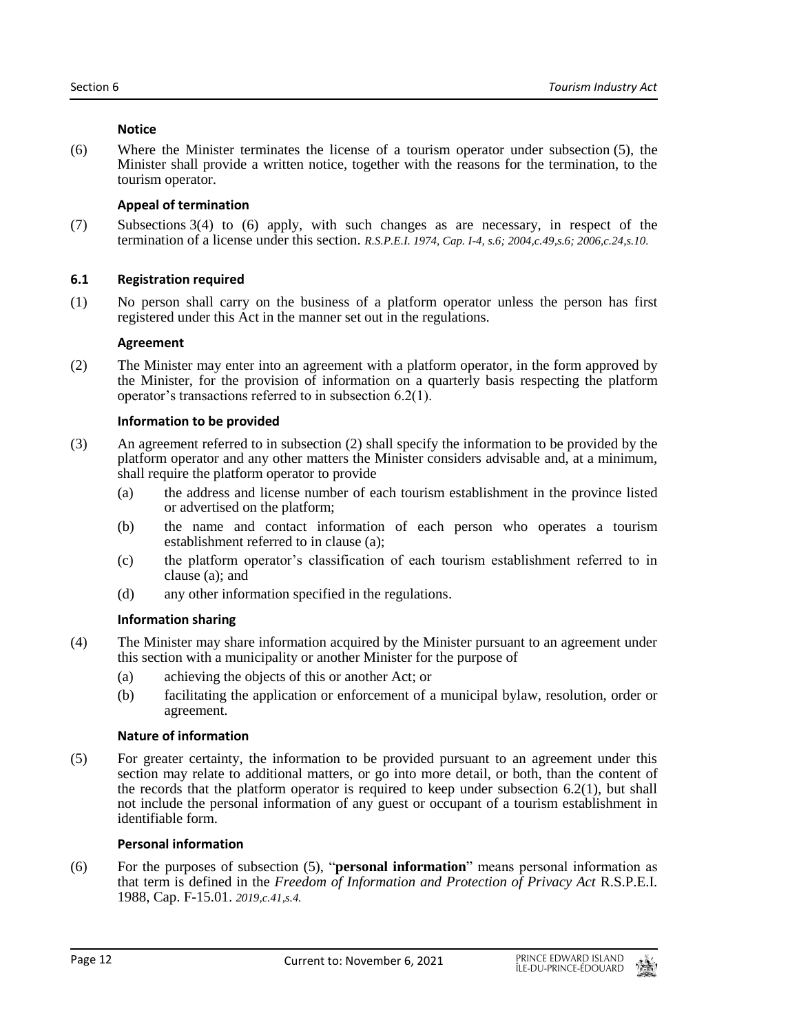**Notice**

(6) Where the Minister terminates the license of a tourism operator under subsection (5), the Minister shall provide a written notice, together with the reasons for the termination, to the tourism operator.

**Appeal of termination**

(7) Subsections 3(4) to (6) apply, with such changes as are necessary, in respect of the termination of a license under this section. *R.S.P.E.I. 1974, Cap. I-4, s.6; 2004,c.49,s.6; 2006,c.24,s.10.*

### 6.1 Registration required

(1) No person shall carry on the business of a platform operator unless the person has first registered under this Act in the manner set out in the regulations.

**Agreement**

(2) The Minister may enter into an agreement with a platform operator, in the form approved by the Minister, for the provision of information on a quarterly basis respecting the platform operator's transactions referred to in subsection 6.2(1).

**Information to be provided**

(3) An agreement referred to in subsection (2) shall specify the information to be provided by the platform operator and any other matters the Minister considers advisable and, at a minimum, shall require the platform operator to provide

- (a) the address and license number of each tourism establishment in the province listed or advertised on the platform;
- (b) the name and contact information of each person who operates a tourism establishment referred to in clause (a);
- (c) the platform operator's classification of each tourism establishment referred to in clause (a); and
- (d) any other information specified in the regulations.

**Information sharing**

(4) The Minister may share information acquired by the Minister pursuant to an agreement under this section with a municipality or another Minister for the purpose of

- (a) achieving the objects of this or another Act; or
- (b) facilitating the application or enforcement of a municipal bylaw, resolution, order or agreement.

**Nature of information**

(5) For greater certainty, the information to be provided pursuant to an agreement under this section may relate to additional matters, or go into more detail, or both, than the content of the records that the platform operator is required to keep under subsection 6.2(1), but shall not include the personal information of any guest or occupant of a tourism establishment in identifiable form.

**Personal information**

(6) For the purposes of subsection (5), "**personal information**" means personal information as that term is defined in the *Freedom of Information and Protection of Privacy Act* R.S.P.E.I. 1988, Cap. F-15.01. *2019,c.41,s.4.*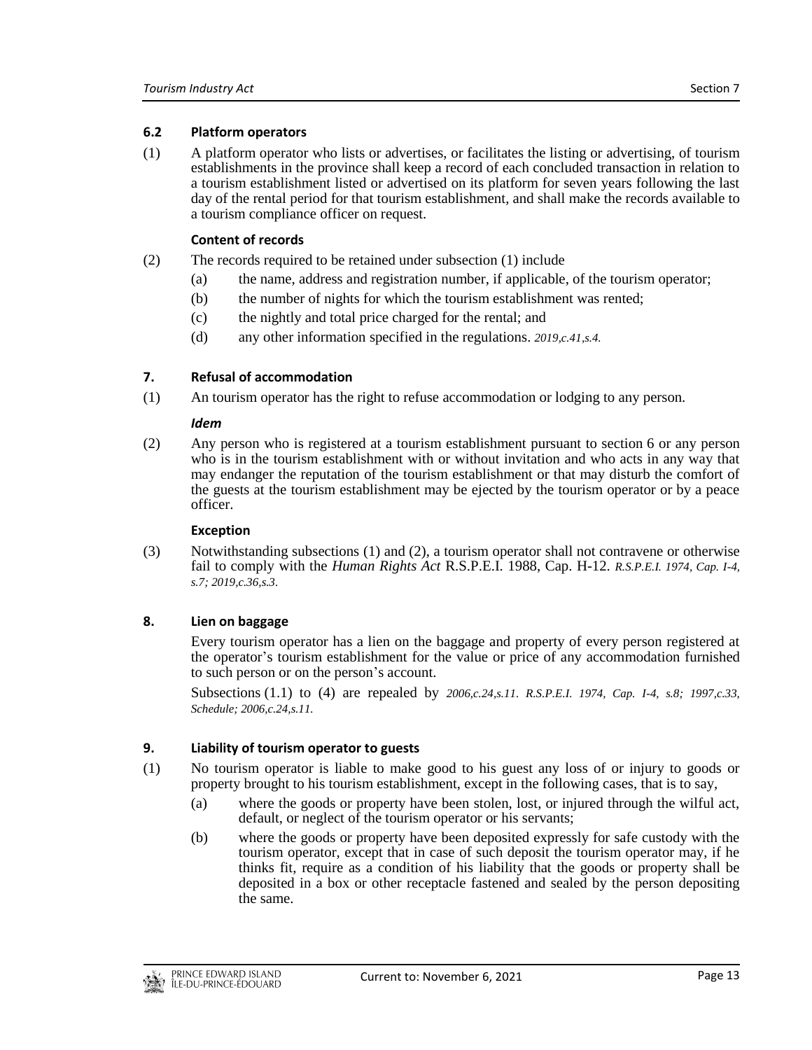### 6.2 Platform operators

(1) A platform operator who lists or advertises, or facilitates the listing or advertising, of tourism establishments in the province shall keep a record of each concluded transaction in relation to a tourism establishment listed or advertised on its platform for seven years following the last day of the rental period for that tourism establishment, and shall make the records available to a tourism compliance officer on request.

**Content of records**

(2) The records required to be retained under subsection (1) include

(a) the name, address and registration number, if applicable, of the tourism operator;

(b) the number of nights for which the tourism establishment was rented;

(c) the nightly and total price charged for the rental; and

(d) any other information specified in the regulations. *2019,c.41,s.4.*

### 7. Refusal of accommodation

(1) An tourism operator has the right to refuse accommodation or lodging to any person.

***Idem***

(2) Any person who is registered at a tourism establishment pursuant to section 6 or any person who is in the tourism establishment with or without invitation and who acts in any way that may endanger the reputation of the tourism establishment or that may disturb the comfort of the guests at the tourism establishment may be ejected by the tourism operator or by a peace officer.

**Exception**

(3) Notwithstanding subsections (1) and (2), a tourism operator shall not contravene or otherwise fail to comply with the *Human Rights Act* R.S.P.E.I. 1988, Cap. H-12. *R.S.P.E.I. 1974, Cap. I-4, s.7; 2019,c.36,s.3.*

### 8. Lien on baggage

Every tourism operator has a lien on the baggage and property of every person registered at the operator's tourism establishment for the value or price of any accommodation furnished to such person or on the person's account.

Subsections (1.1) to (4) are repealed by *2006,c.24,s.11. R.S.P.E.I. 1974, Cap. I-4, s.8; 1997,c.33, Schedule; 2006,c.24,s.11.*

### 9. Liability of tourism operator to guests

(1) No tourism operator is liable to make good to his guest any loss of or injury to goods or property brought to his tourism establishment, except in the following cases, that is to say,

(a) where the goods or property have been stolen, lost, or injured through the wilful act, default, or neglect of the tourism operator or his servants;

(b) where the goods or property have been deposited expressly for safe custody with the tourism operator, except that in case of such deposit the tourism operator may, if he thinks fit, require as a condition of his liability that the goods or property shall be deposited in a box or other receptacle fastened and sealed by the person depositing the same.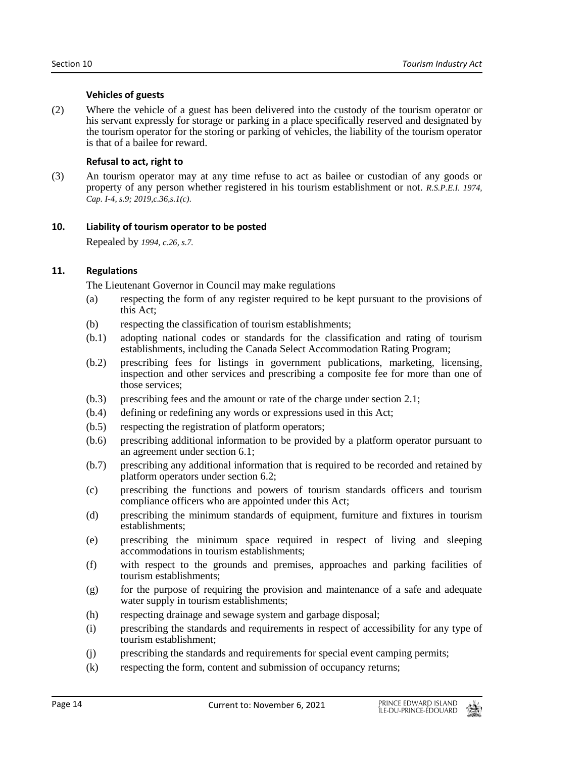#### Vehicles of guests

(2) Where the vehicle of a guest has been delivered into the custody of the tourism operator or his servant expressly for storage or parking in a place specifically reserved and designated by the tourism operator for the storing or parking of vehicles, the liability of the tourism operator is that of a bailee for reward.

#### Refusal to act, right to

(3) An tourism operator may at any time refuse to act as bailee or custodian of any goods or property of any person whether registered in his tourism establishment or not. *R.S.P.E.I. 1974, Cap. I-4, s.9; 2019,c.36,s.1(c).*

### 10. Liability of tourism operator to be posted

Repealed by *1994, c.26, s.7.*

### 11. Regulations

The Lieutenant Governor in Council may make regulations

(a) respecting the form of any register required to be kept pursuant to the provisions of this Act;

(b) respecting the classification of tourism establishments;

(b.1) adopting national codes or standards for the classification and rating of tourism establishments, including the Canada Select Accommodation Rating Program;

(b.2) prescribing fees for listings in government publications, marketing, licensing, inspection and other services and prescribing a composite fee for more than one of those services;

(b.3) prescribing fees and the amount or rate of the charge under section 2.1;

(b.4) defining or redefining any words or expressions used in this Act;

(b.5) respecting the registration of platform operators;

(b.6) prescribing additional information to be provided by a platform operator pursuant to an agreement under section 6.1;

(b.7) prescribing any additional information that is required to be recorded and retained by platform operators under section 6.2;

(c) prescribing the functions and powers of tourism standards officers and tourism compliance officers who are appointed under this Act;

(d) prescribing the minimum standards of equipment, furniture and fixtures in tourism establishments;

(e) prescribing the minimum space required in respect of living and sleeping accommodations in tourism establishments;

(f) with respect to the grounds and premises, approaches and parking facilities of tourism establishments;

(g) for the purpose of requiring the provision and maintenance of a safe and adequate water supply in tourism establishments;

(h) respecting drainage and sewage system and garbage disposal;

(i) prescribing the standards and requirements in respect of accessibility for any type of tourism establishment;

(j) prescribing the standards and requirements for special event camping permits;

(k) respecting the form, content and submission of occupancy returns;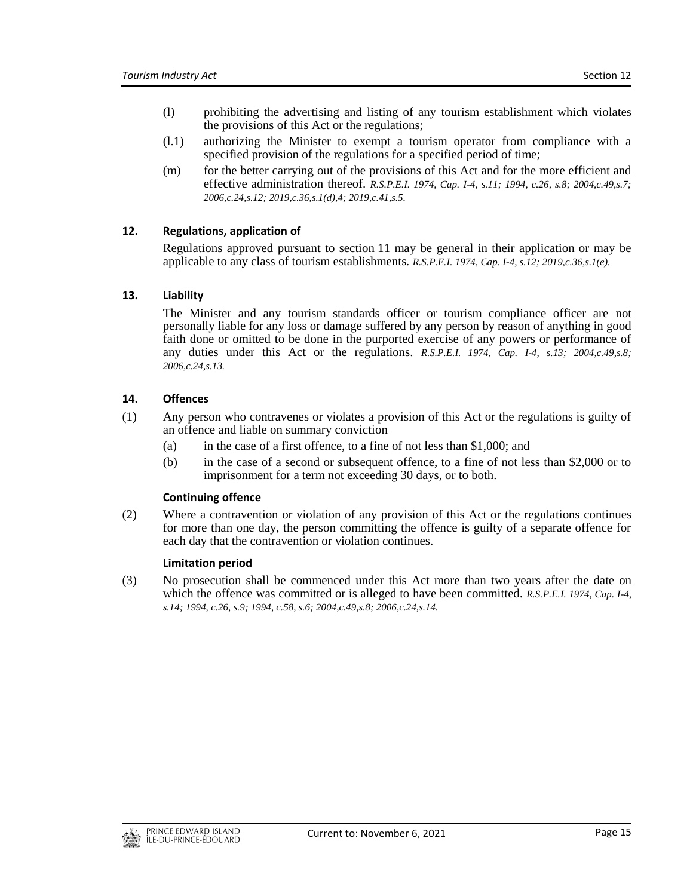(l) prohibiting the advertising and listing of any tourism establishment which violates the provisions of this Act or the regulations;

(l.1) authorizing the Minister to exempt a tourism operator from compliance with a specified provision of the regulations for a specified period of time;

(m) for the better carrying out of the provisions of this Act and for the more efficient and effective administration thereof. *R.S.P.E.I. 1974, Cap. I-4, s.11; 1994, c.26, s.8; 2004,c.49,s.7; 2006,c.24,s.12; 2019,c.36,s.1(d),4; 2019,c.41,s.5.*

### 12. Regulations, application of

Regulations approved pursuant to section 11 may be general in their application or may be applicable to any class of tourism establishments. *R.S.P.E.I. 1974, Cap. I-4, s.12; 2019,c.36,s.1(e).*

### 13. Liability

The Minister and any tourism standards officer or tourism compliance officer are not personally liable for any loss or damage suffered by any person by reason of anything in good faith done or omitted to be done in the purported exercise of any powers or performance of any duties under this Act or the regulations. *R.S.P.E.I. 1974, Cap. I-4, s.13; 2004,c.49,s.8; 2006,c.24,s.13.*

### 14. Offences

(1) Any person who contravenes or violates a provision of this Act or the regulations is guilty of an offence and liable on summary conviction

(a) in the case of a first offence, to a fine of not less than $1,000; and

(b) in the case of a second or subsequent offence, to a fine of not less than $2,000 or to imprisonment for a term not exceeding 30 days, or to both.

**Continuing offence**

(2) Where a contravention or violation of any provision of this Act or the regulations continues for more than one day, the person committing the offence is guilty of a separate offence for each day that the contravention or violation continues.

**Limitation period**

(3) No prosecution shall be commenced under this Act more than two years after the date on which the offence was committed or is alleged to have been committed. *R.S.P.E.I. 1974, Cap. I-4, s.14; 1994, c.26, s.9; 1994, c.58, s.6; 2004,c.49,s.8; 2006,c.24,s.14.*